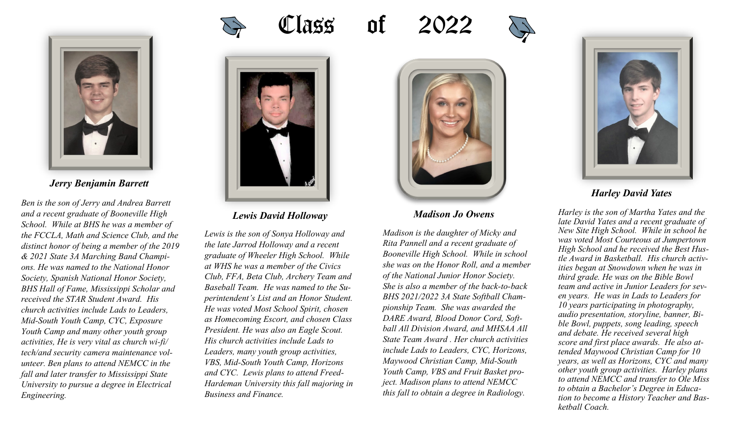# Class of 2022

### *Jerry Benjamin Barrett*

*Ben is the son of Jerry and Andrea Barrett and a recent graduate of Booneville High School. While at BHS he was a member of the FCCLA, Math and Science Club, and the distinct honor of being a member of the 2019 & 2021 State 3A Marching Band Champions. He was named to the National Honor Society, Spanish National Honor Society, BHS Hall of Fame, Mississippi Scholar and received the STAR Student Award. His church activities include Lads to Leaders, Mid-South Youth Camp, CYC, Exposure Youth Camp and many other youth group activities, He is very vital as church wi-fi/ tech/and security camera maintenance volunteer. Ben plans to attend NEMCC in the fall and later transfer to Mississippi State University to pursue a degree in Electrical Engineering.*

### *Lewis David Holloway*

*Lewis is the son of Sonya Holloway and the late Jarrod Holloway and a recent graduate of Wheeler High School. While at WHS he was a member of the Civics Club, FFA, Beta Club, Archery Team and Baseball Team. He was named to the Superintendent's List and an Honor Student. He was voted Most School Spirit, chosen as Homecoming Escort, and chosen Class President. He was also an Eagle Scout. His church activities include Lads to Leaders, many youth group activities, VBS, Mid-South Youth Camp, Horizons and CYC. Lewis plans to attend Freed-Hardeman University this fall majoring in Business and Finance.*

### *Madison Jo Owens*

*Madison is the daughter of Micky and Rita Pannell and a recent graduate of Booneville High School. While in school she was on the Honor Roll, and a member of the National Junior Honor Society. She is also a member of the back-to-back BHS 2021/2022 3A State Softball Championship Team. She was awarded the DARE Award, Blood Donor Cord, Softball All Division Award, and MHSAA All State Team Award . Her church activities include Lads to Leaders, CYC, Horizons, Maywood Christian Camp, Mid-South Youth Camp, VBS and Fruit Basket project. Madison plans to attend NEMCC this fall to obtain a degree in Radiology.*

### *Harley David Yates*

*Harley is the son of Martha Yates and the late David Yates and a recent graduate of New Site High School. While in school he was voted Most Courteous at Jumpertown High School and he received the Best Hustle Award in Basketball. His church activities began at Snowdown when he was in third grade. He was on the Bible Bowl team and active in Junior Leaders for seven years. He was in Lads to Leaders for 10 years participating in photography, audio presentation, storyline, banner, Bible Bowl, puppets, song leading, speech and debate. He received several high score and first place awards. He also attended Maywood Christian Camp for 10 years, as well as Horizons, CYC and many other youth group activities. Harley plans to attend NEMCC and transfer to Ole Miss to obtain a Bachelor's Degree in Education to become a History Teacher and Basketball Coach.*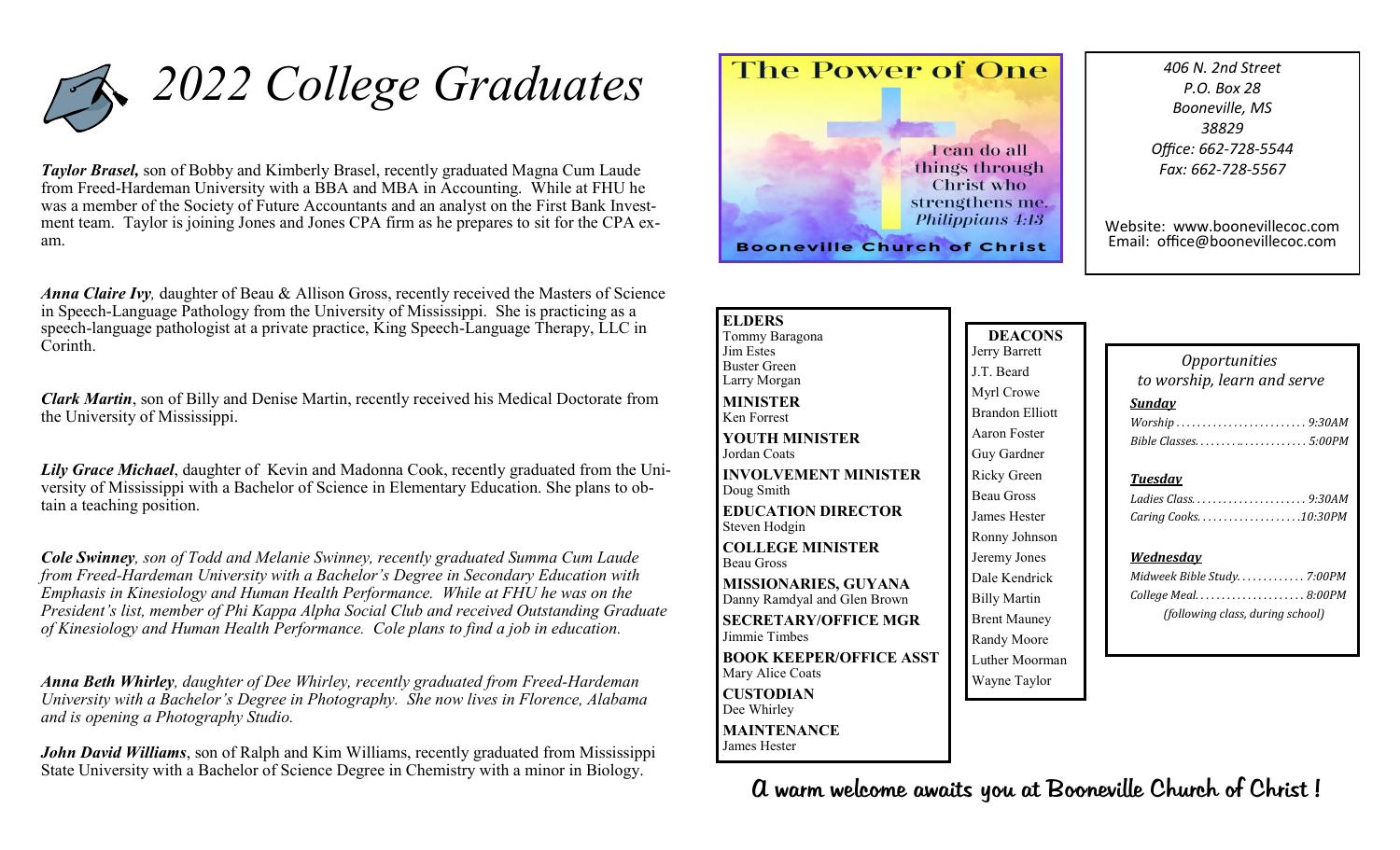# 2022 College Graduates

***Taylor Brasel,*** son of Bobby and Kimberly Brasel, recently graduated Magna Cum Laude from Freed-Hardeman University with a BBA and MBA in Accounting. While at FHU he was a member of the Society of Future Accountants and an analyst on the First Bank Investment team. Taylor is joining Jones and Jones CPA firm as he prepares to sit for the CPA exam.

***Anna Claire Ivy,*** daughter of Beau & Allison Gross, recently received the Masters of Science in Speech-Language Pathology from the University of Mississippi. She is practicing as a speech-language pathologist at a private practice, King Speech-Language Therapy, LLC in Corinth.

***Clark Martin***, son of Billy and Denise Martin, recently received his Medical Doctorate from the University of Mississippi.

***Lily Grace Michael***, daughter of Kevin and Madonna Cook, recently graduated from the University of Mississippi with a Bachelor of Science in Elementary Education. She plans to obtain a teaching position.

***Cole Swinney**, son of Todd and Melanie Swinney, recently graduated Summa Cum Laude from Freed-Hardeman University with a Bachelor's Degree in Secondary Education with Emphasis in Kinesiology and Human Health Performance. While at FHU he was on the President's list, member of Phi Kappa Alpha Social Club and received Outstanding Graduate of Kinesiology and Human Health Performance. Cole plans to find a job in education.*

***Anna Beth Whirley**, daughter of Dee Whirley, recently graduated from Freed-Hardeman University with a Bachelor's Degree in Photography. She now lives in Florence, Alabama and is opening a Photography Studio.*

***John David Williams***, son of Ralph and Kim Williams, recently graduated from Mississippi State University with a Bachelor of Science Degree in Chemistry with a minor in Biology.

The Power of One

I can do all things through Christ who strengthens me. *Philippians 4:13*

Booneville Church of Christ

*406 N. 2nd Street*
*P.O. Box 28*
*Booneville, MS*
*38829*
*Office: 662-728-5544*
*Fax: 662-728-5567*

Website: www.boonevillecoc.com
Email: office@boonevillecoc.com

**ELDERS**
Tommy Baragona
Jim Estes
Buster Green
Larry Morgan

**MINISTER**
Ken Forrest

**YOUTH MINISTER**
Jordan Coats

**INVOLVEMENT MINISTER**
Doug Smith

**EDUCATION DIRECTOR**
Steven Hodgin

**COLLEGE MINISTER**
Beau Gross

**MISSIONARIES, GUYANA**
Danny Ramdyal and Glen Brown

**SECRETARY/OFFICE MGR**
Jimmie Timbes

**BOOK KEEPER/OFFICE ASST**
Mary Alice Coats

**CUSTODIAN**
Dee Whirley

**MAINTENANCE**
James Hester

**DEACONS**
Jerry Barrett
J.T. Beard
Myrl Crowe
Brandon Elliott
Aaron Foster
Guy Gardner
Ricky Green
Beau Gross
James Hester
Ronny Johnson
Jeremy Jones
Dale Kendrick
Billy Martin
Brent Mauney
Randy Moore
Luther Moorman
Wayne Taylor

*Opportunities to worship, learn and serve*

***Sunday***
*Worship ......................... 9:30AM*
*Bible Classes...................... 5:00PM*

***Tuesday***
*Ladies Class...................... 9:30AM*
*Caring Cooks....................10:30PM*

***Wednesday***
*Midweek Bible Study............. 7:00PM*
*College Meal..................... 8:00PM*
*(following class, during school)*

A warm welcome awaits you at Booneville Church of Christ !